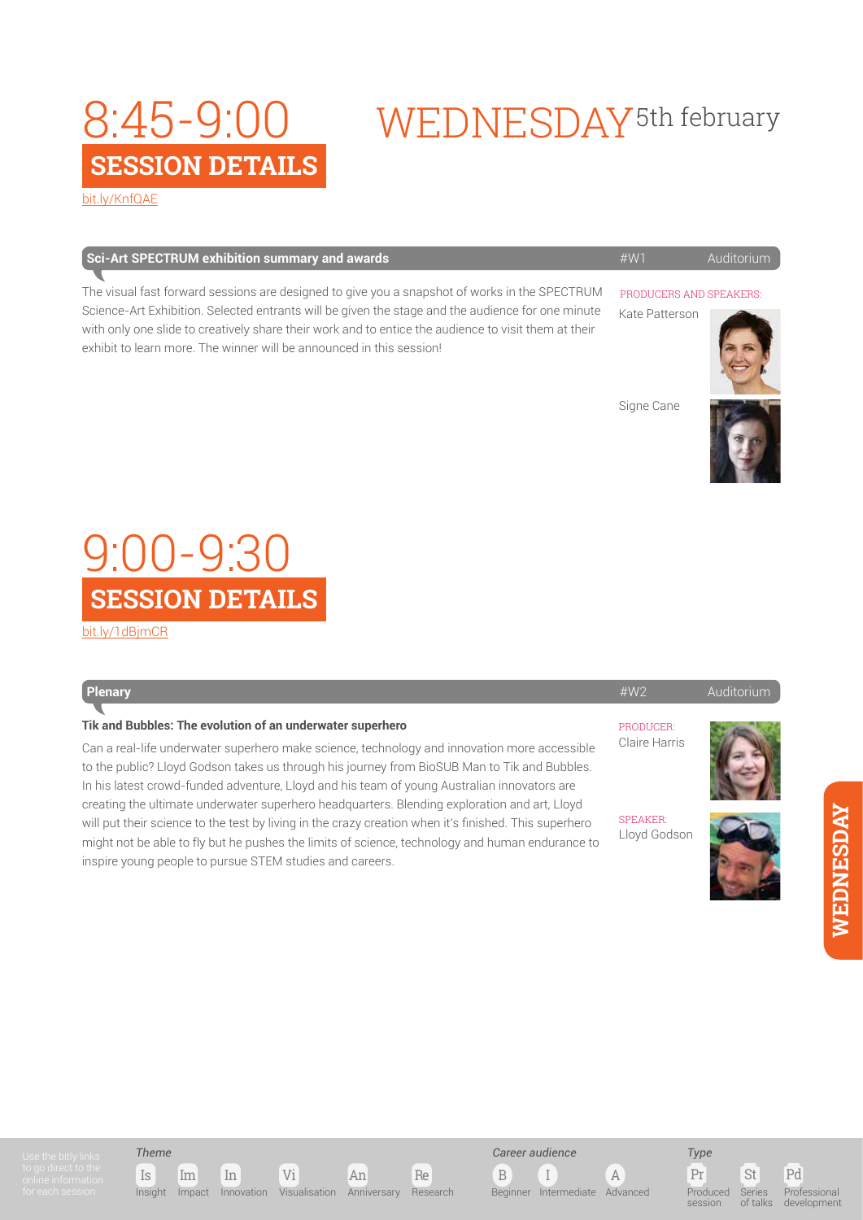# 8:45-9:00 WEDNESDAY 5th february

## SESSION DETAILS

bit.ly/KnfQAE

**Sci-Art SPECTRUM exhibition summary and awards** #W1 Auditorium

The visual fast forward sessions are designed to give you a snapshot of works in the SPECTRUM Science-Art Exhibition. Selected entrants will be given the stage and the audience for one minute with only one slide to creatively share their work and to entice the audience to visit them at their exhibit to learn more. The winner will be announced in this session!

PRODUCERS AND SPEAKERS:

Kate Patterson

Signe Cane

# 9:00-9:30

## SESSION DETAILS

bit.ly/1dBjmCR

**Plenary** #W2 Auditorium

**Tik and Bubbles: The evolution of an underwater superhero**

Can a real-life underwater superhero make science, technology and innovation more accessible to the public? Lloyd Godson takes us through his journey from BioSUB Man to Tik and Bubbles. In his latest crowd-funded adventure, Lloyd and his team of young Australian innovators are creating the ultimate underwater superhero headquarters. Blending exploration and art, Lloyd will put their science to the test by living in the crazy creation when it's finished. This superhero might not be able to fly but he pushes the limits of science, technology and human endurance to inspire young people to pursue STEM studies and careers.

PRODUCER:
Claire Harris

SPEAKER:
Lloyd Godson

Use the bitly links to go direct to the online information for each session

*Theme*: Is Insight, Im Impact, In Innovation, Vi Visualisation, An Anniversary, Re Research

*Career audience*: B Beginner, I Intermediate, A Advanced

*Type*: Pr Produced session, St Series of talks, Pd Professional development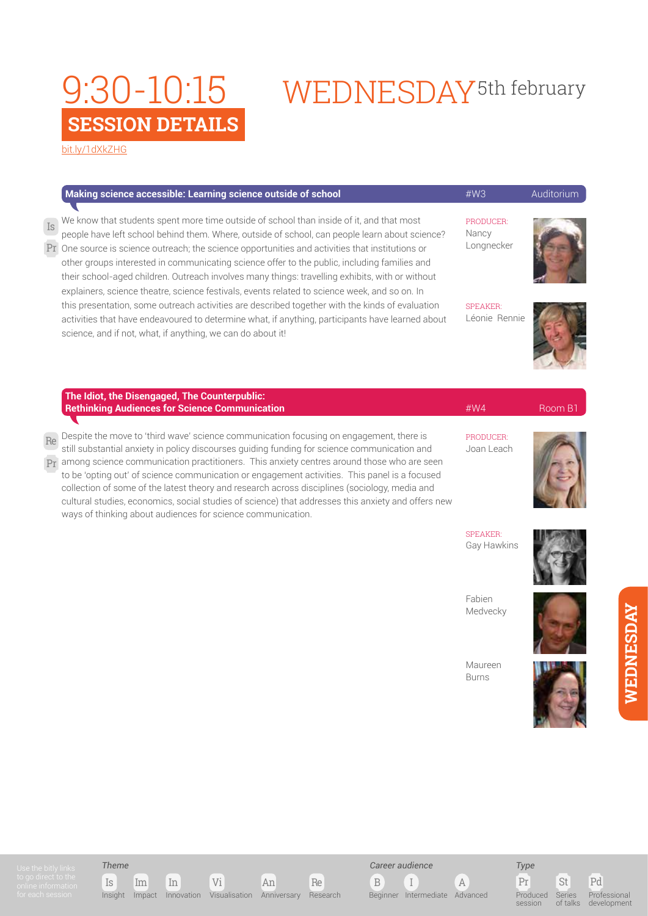# 9:30-10:15 WEDNESDAY 5th february

## SESSION DETAILS

bit.ly/1dXkZHG

### Making science accessible: Learning science outside of school

#W3 | Auditorium

Is Pr

We know that students spent more time outside of school than inside of it, and that most people have left school behind them. Where, outside of school, can people learn about science? One source is science outreach; the science opportunities and activities that institutions or other groups interested in communicating science offer to the public, including families and their school-aged children. Outreach involves many things: travelling exhibits, with or without explainers, science theatre, science festivals, events related to science week, and so on. In this presentation, some outreach activities are described together with the kinds of evaluation activities that have endeavoured to determine what, if anything, participants have learned about science, and if not, what, if anything, we can do about it!

PRODUCER: Nancy Longnecker

SPEAKER: Léonie Rennie

### The Idiot, the Disengaged, The Counterpublic: Rethinking Audiences for Science Communication

#W4 | Room B1

Re Pr

Despite the move to 'third wave' science communication focusing on engagement, there is still substantial anxiety in policy discourses guiding funding for science communication and among science communication practitioners. This anxiety centres around those who are seen to be 'opting out' of science communication or engagement activities. This panel is a focused collection of some of the latest theory and research across disciplines (sociology, media and cultural studies, economics, social studies of science) that addresses this anxiety and offers new ways of thinking about audiences for science communication.

PRODUCER: Joan Leach

SPEAKER: Gay Hawkins

Fabien Medvecky

Maureen Burns

WEDNESDAY

Use the bitly links to go direct to the online information for each session

*Theme*: Is Insight, Im Impact, In Innovation, Vi Visualisation, An Anniversary, Re Research

*Career audience*: B Beginner, I Intermediate, A Advanced

*Type*: Pr Produced session, St Series of talks, Pd Professional development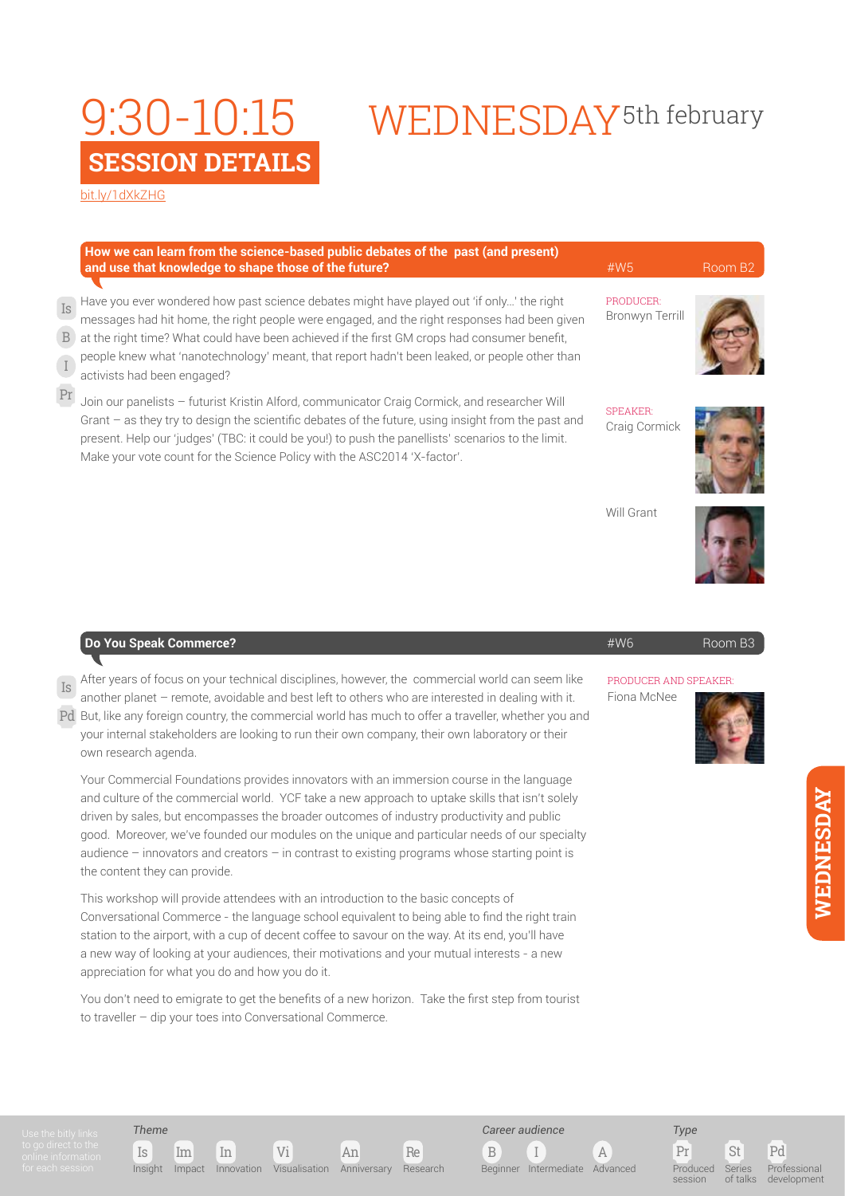# 9:30-10:15 WEDNESDAY 5th february

## SESSION DETAILS

bit.ly/1dXkZHG

### How we can learn from the science-based public debates of the past (and present) and use that knowledge to shape those of the future?

#W5 Room B2

Is B I Pr

Have you ever wondered how past science debates might have played out 'if only...' the right messages had hit home, the right people were engaged, and the right responses had been given at the right time? What could have been achieved if the first GM crops had consumer benefit, people knew what 'nanotechnology' meant, that report hadn't been leaked, or people other than activists had been engaged?

Join our panelists – futurist Kristin Alford, communicator Craig Cormick, and researcher Will Grant – as they try to design the scientific debates of the future, using insight from the past and present. Help our 'judges' (TBC: it could be you!) to push the panellists' scenarios to the limit. Make your vote count for the Science Policy with the ASC2014 'X-factor'.

PRODUCER: Bronwyn Terrill

SPEAKER: Craig Cormick

Will Grant

### Do You Speak Commerce?

#W6 Room B3

Is Pd

After years of focus on your technical disciplines, however, the commercial world can seem like another planet – remote, avoidable and best left to others who are interested in dealing with it. But, like any foreign country, the commercial world has much to offer a traveller, whether you and your internal stakeholders are looking to run their own company, their own laboratory or their own research agenda.

Your Commercial Foundations provides innovators with an immersion course in the language and culture of the commercial world. YCF take a new approach to uptake skills that isn't solely driven by sales, but encompasses the broader outcomes of industry productivity and public good. Moreover, we've founded our modules on the unique and particular needs of our specialty audience – innovators and creators – in contrast to existing programs whose starting point is the content they can provide.

This workshop will provide attendees with an introduction to the basic concepts of Conversational Commerce - the language school equivalent to being able to find the right train station to the airport, with a cup of decent coffee to savour on the way. At its end, you'll have a new way of looking at your audiences, their motivations and your mutual interests - a new appreciation for what you do and how you do it.

You don't need to emigrate to get the benefits of a new horizon. Take the first step from tourist to traveller – dip your toes into Conversational Commerce.

PRODUCER AND SPEAKER: Fiona McNee

WEDNESDAY

Use the bitly links to go direct to the online information for each session

*Theme*: Is Insight, Im Impact, In Innovation, Vi Visualisation, An Anniversary, Re Research

*Career audience*: B Beginner, I Intermediate, A Advanced

*Type*: Pr Produced session, St Series of talks, Pd Professional development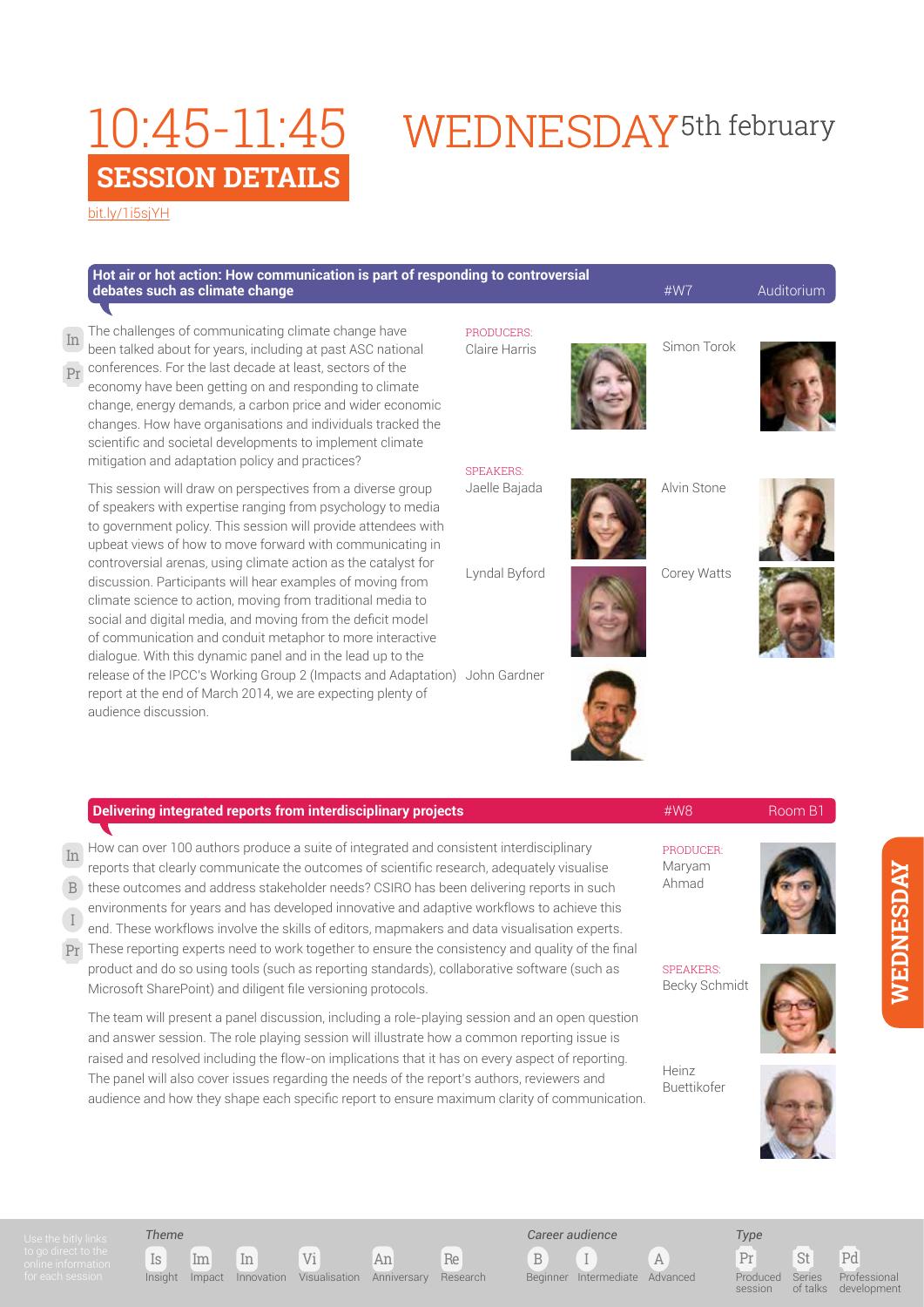# 10:45-11:45 WEDNESDAY 5th february

## SESSION DETAILS

bit.ly/1i5sjYH

### Hot air or hot action: How communication is part of responding to controversial debates such as climate change

#W7 Auditorium

In Pr

The challenges of communicating climate change have been talked about for years, including at past ASC national conferences. For the last decade at least, sectors of the economy have been getting on and responding to climate change, energy demands, a carbon price and wider economic changes. How have organisations and individuals tracked the scientific and societal developments to implement climate mitigation and adaptation policy and practices?

This session will draw on perspectives from a diverse group of speakers with expertise ranging from psychology to media to government policy. This session will provide attendees with upbeat views of how to move forward with communicating in controversial arenas, using climate action as the catalyst for discussion. Participants will hear examples of moving from climate science to action, moving from traditional media to social and digital media, and moving from the deficit model of communication and conduit metaphor to more interactive dialogue. With this dynamic panel and in the lead up to the release of the IPCC's Working Group 2 (Impacts and Adaptation) report at the end of March 2014, we are expecting plenty of audience discussion.

PRODUCERS:
Claire Harris
Simon Torok

SPEAKERS:
Jaelle Bajada
Alvin Stone
Lyndal Byford
Corey Watts
John Gardner

### Delivering integrated reports from interdisciplinary projects

#W8 Room B1

In B I Pr

How can over 100 authors produce a suite of integrated and consistent interdisciplinary reports that clearly communicate the outcomes of scientific research, adequately visualise these outcomes and address stakeholder needs? CSIRO has been delivering reports in such environments for years and has developed innovative and adaptive workflows to achieve this end. These workflows involve the skills of editors, mapmakers and data visualisation experts. These reporting experts need to work together to ensure the consistency and quality of the final product and do so using tools (such as reporting standards), collaborative software (such as Microsoft SharePoint) and diligent file versioning protocols.

The team will present a panel discussion, including a role-playing session and an open question and answer session. The role playing session will illustrate how a common reporting issue is raised and resolved including the flow-on implications that it has on every aspect of reporting. The panel will also cover issues regarding the needs of the report's authors, reviewers and audience and how they shape each specific report to ensure maximum clarity of communication.

PRODUCER:
Maryam Ahmad

SPEAKERS:
Becky Schmidt
Heinz Buettikofer

WEDNESDAY

Use the bitly links to go direct to the online information for each session

*Theme*: Is Insight, Im Impact, In Innovation, Vi Visualisation, An Anniversary, Re Research

*Career audience*: B Beginner, I Intermediate, A Advanced

*Type*: Pr Produced session, St Series of talks, Pd Professional development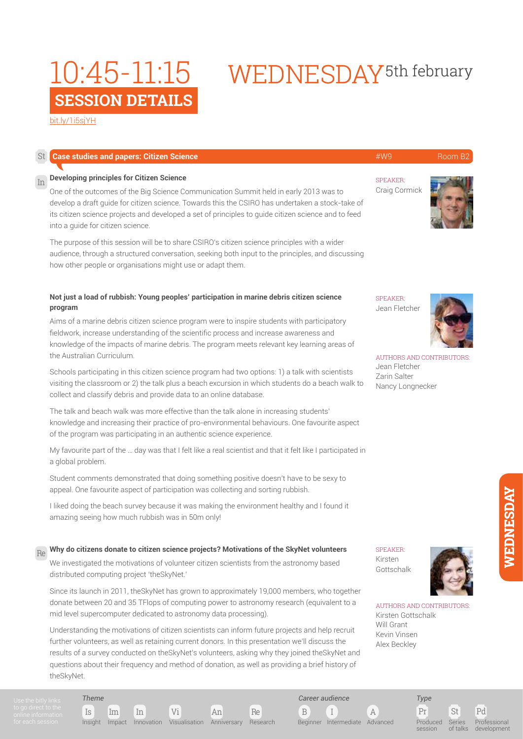# 10:45-11:15 WEDNESDAY 5th february

## SESSION DETAILS

bit.ly/1i5sjYH

**St** **Case studies and papers: Citizen Science** #W9 Room B2

**In** **Developing principles for Citizen Science**

SPEAKER: Craig Cormick

One of the outcomes of the Big Science Communication Summit held in early 2013 was to develop a draft guide for citizen science. Towards this the CSIRO has undertaken a stock-take of its citizen science projects and developed a set of principles to guide citizen science and to feed into a guide for citizen science.

The purpose of this session will be to share CSIRO's citizen science principles with a wider audience, through a structured conversation, seeking both input to the principles, and discussing how other people or organisations might use or adapt them.

**Not just a load of rubbish: Young peoples' participation in marine debris citizen science program**

SPEAKER: Jean Fletcher

AUTHORS AND CONTRIBUTORS: Jean Fletcher, Zarin Salter, Nancy Longnecker

Aims of a marine debris citizen science program were to inspire students with participatory fieldwork, increase understanding of the scientific process and increase awareness and knowledge of the impacts of marine debris. The program meets relevant key learning areas of the Australian Curriculum.

Schools participating in this citizen science program had two options: 1) a talk with scientists visiting the classroom or 2) the talk plus a beach excursion in which students do a beach walk to collect and classify debris and provide data to an online database.

The talk and beach walk was more effective than the talk alone in increasing students' knowledge and increasing their practice of pro-environmental behaviours. One favourite aspect of the program was participating in an authentic science experience.

My favourite part of the … day was that I felt like a real scientist and that it felt like I participated in a global problem.

Student comments demonstrated that doing something positive doesn't have to be sexy to appeal. One favourite aspect of participation was collecting and sorting rubbish.

I liked doing the beach survey because it was making the environment healthy and I found it amazing seeing how much rubbish was in 50m only!

**Re** **Why do citizens donate to citizen science projects? Motivations of the SkyNet volunteers**

SPEAKER: Kirsten Gottschalk

AUTHORS AND CONTRIBUTORS: Kirsten Gottschalk, Will Grant, Kevin Vinsen, Alex Beckley

We investigated the motivations of volunteer citizen scientists from the astronomy based distributed computing project 'theSkyNet.'

Since its launch in 2011, theSkyNet has grown to approximately 19,000 members, who together donate between 20 and 35 TFlops of computing power to astronomy research (equivalent to a mid level supercomputer dedicated to astronomy data processing).

Understanding the motivations of citizen scientists can inform future projects and help recruit further volunteers, as well as retaining current donors. In this presentation we'll discuss the results of a survey conducted on theSkyNet's volunteers, asking why they joined theSkyNet and questions about their frequency and method of donation, as well as providing a brief history of theSkyNet.

Use the bitly links to go direct to the online information for each session

*Theme*: Is Insight, Im Impact, In Innovation, Vi Visualisation, An Anniversary, Re Research

*Career audience*: B Beginner, I Intermediate, A Advanced

*Type*: Pr Produced session, St Series of talks, Pd Professional development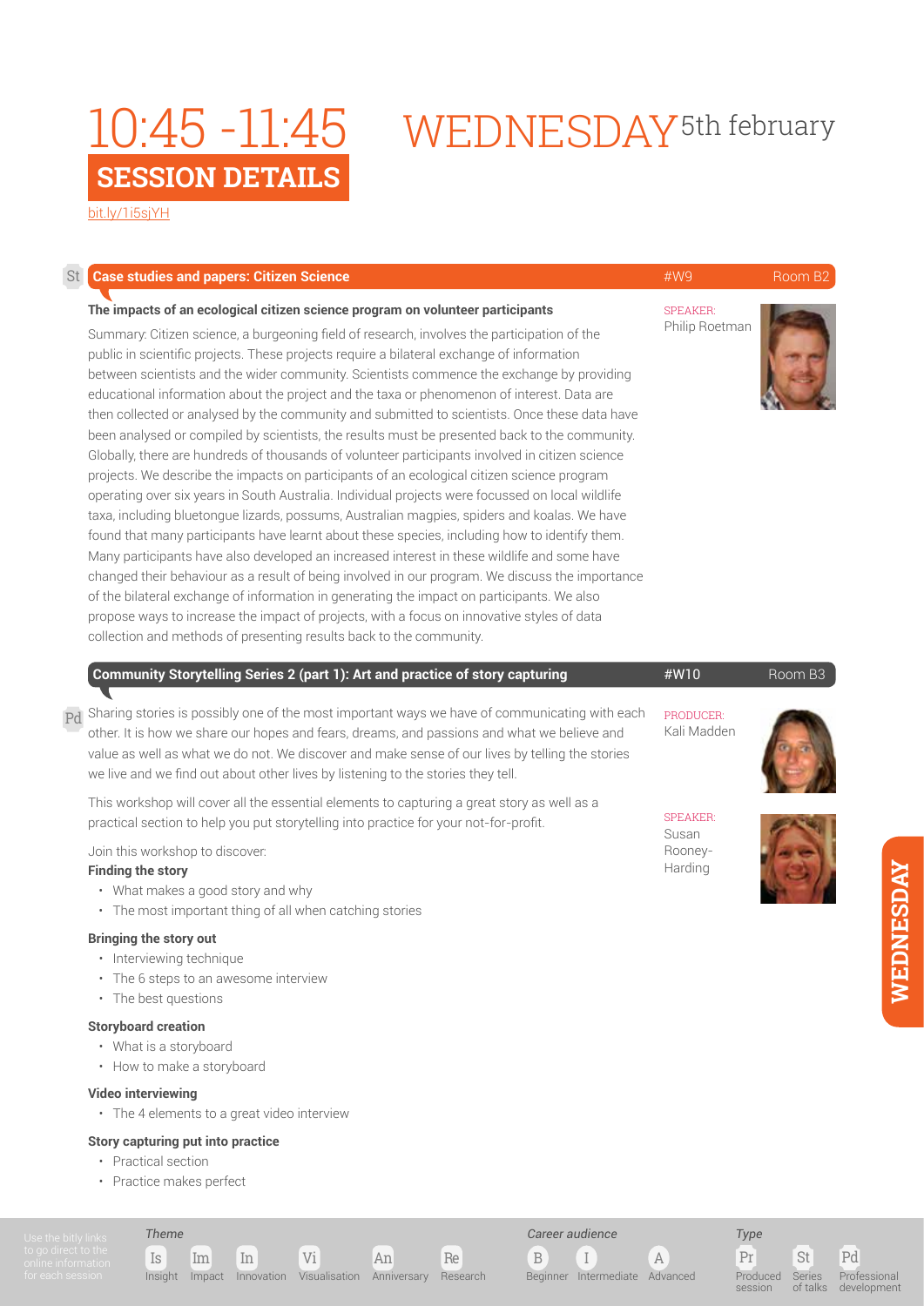# 10:45 -11:45 WEDNESDAY 5th february

## SESSION DETAILS

bit.ly/1i5sjYH

## St Case studies and papers: Citizen Science — #W9 — Room B2

### The impacts of an ecological citizen science program on volunteer participants

SPEAKER: Philip Roetman

Summary: Citizen science, a burgeoning field of research, involves the participation of the public in scientific projects. These projects require a bilateral exchange of information between scientists and the wider community. Scientists commence the exchange by providing educational information about the project and the taxa or phenomenon of interest. Data are then collected or analysed by the community and submitted to scientists. Once these data have been analysed or compiled by scientists, the results must be presented back to the community. Globally, there are hundreds of thousands of volunteer participants involved in citizen science projects. We describe the impacts on participants of an ecological citizen science program operating over six years in South Australia. Individual projects were focussed on local wildlife taxa, including bluetongue lizards, possums, Australian magpies, spiders and koalas. We have found that many participants have learnt about these species, including how to identify them. Many participants have also developed an increased interest in these wildlife and some have changed their behaviour as a result of being involved in our program. We discuss the importance of the bilateral exchange of information in generating the impact on participants. We also propose ways to increase the impact of projects, with a focus on innovative styles of data collection and methods of presenting results back to the community.

## Pd Community Storytelling Series 2 (part 1): Art and practice of story capturing — #W10 — Room B3

PRODUCER: Kali Madden

SPEAKER: Susan Rooney-Harding

Sharing stories is possibly one of the most important ways we have of communicating with each other. It is how we share our hopes and fears, dreams, and passions and what we believe and value as well as what we do not. We discover and make sense of our lives by telling the stories we live and we find out about other lives by listening to the stories they tell.

This workshop will cover all the essential elements to capturing a great story as well as a practical section to help you put storytelling into practice for your not-for-profit.

Join this workshop to discover:

**Finding the story**

- What makes a good story and why
- The most important thing of all when catching stories

**Bringing the story out**

- Interviewing technique
- The 6 steps to an awesome interview
- The best questions

**Storyboard creation**

- What is a storyboard
- How to make a storyboard

**Video interviewing**

- The 4 elements to a great video interview

**Story capturing put into practice**

- Practical section
- Practice makes perfect

Use the bitly links to go direct to the online information for each session

*Theme*: Is Insight · Im Impact · In Innovation · Vi Visualisation · An Anniversary · Re Research

*Career audience*: B Beginner · I Intermediate · A Advanced

*Type*: Pr Produced session · St Series of talks · Pd Professional development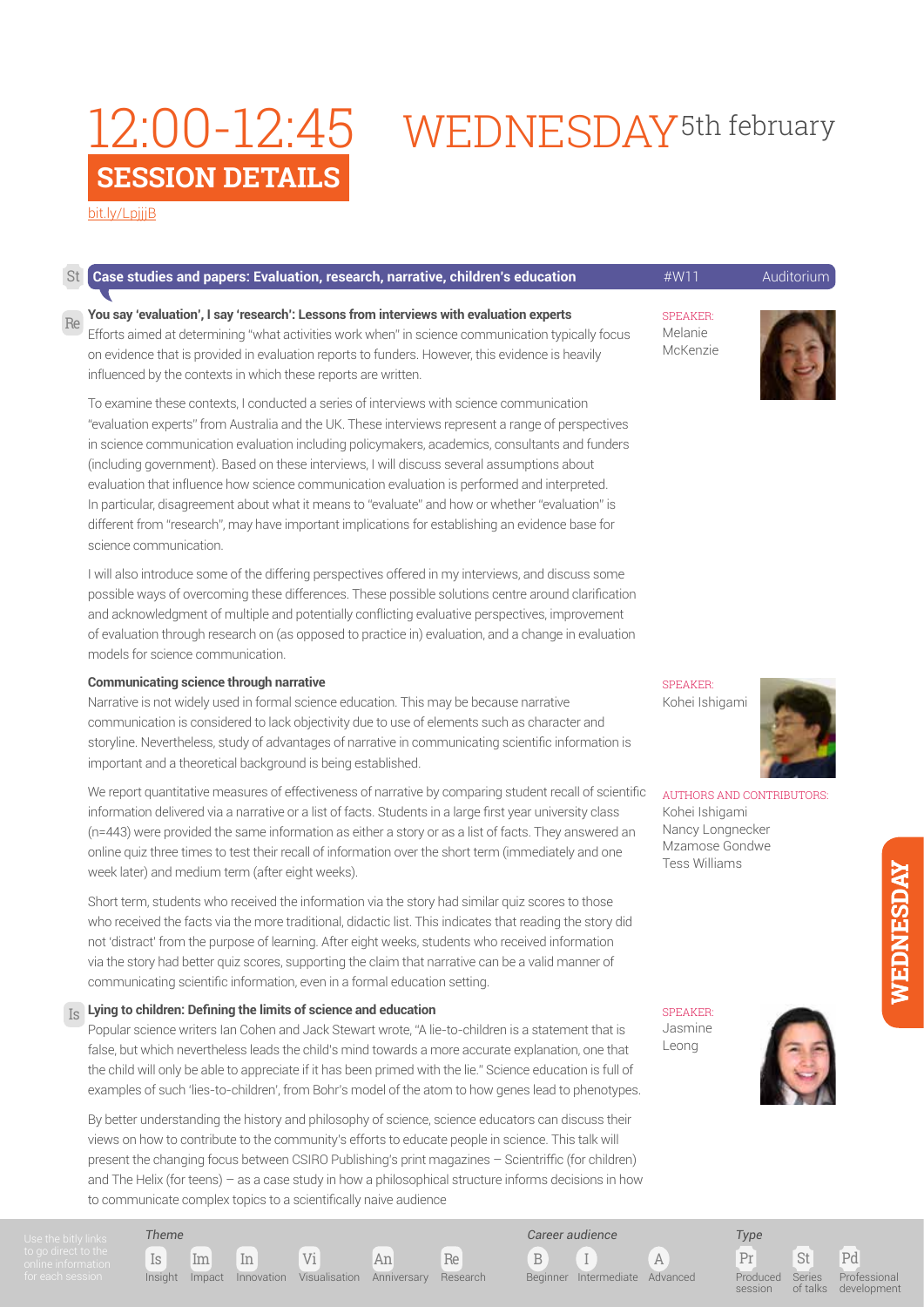# 12:00-12:45 WEDNESDAY 5th february

## SESSION DETAILS

bit.ly/LpjjjB

St **Case studies and papers: Evaluation, research, narrative, children's education** #W11 Auditorium

Re **You say 'evaluation', I say 'research': Lessons from interviews with evaluation experts**

SPEAKER:
Melanie McKenzie

Efforts aimed at determining "what activities work when" in science communication typically focus on evidence that is provided in evaluation reports to funders. However, this evidence is heavily influenced by the contexts in which these reports are written.

To examine these contexts, I conducted a series of interviews with science communication "evaluation experts" from Australia and the UK. These interviews represent a range of perspectives in science communication evaluation including policymakers, academics, consultants and funders (including government). Based on these interviews, I will discuss several assumptions about evaluation that influence how science communication evaluation is performed and interpreted. In particular, disagreement about what it means to "evaluate" and how or whether "evaluation" is different from "research", may have important implications for establishing an evidence base for science communication.

I will also introduce some of the differing perspectives offered in my interviews, and discuss some possible ways of overcoming these differences. These possible solutions centre around clarification and acknowledgment of multiple and potentially conflicting evaluative perspectives, improvement of evaluation through research on (as opposed to practice in) evaluation, and a change in evaluation models for science communication.

**Communicating science through narrative**

SPEAKER:
Kohei Ishigami

AUTHORS AND CONTRIBUTORS:
Kohei Ishigami
Nancy Longnecker
Mzamose Gondwe
Tess Williams

Narrative is not widely used in formal science education. This may be because narrative communication is considered to lack objectivity due to use of elements such as character and storyline. Nevertheless, study of advantages of narrative in communicating scientific information is important and a theoretical background is being established.

We report quantitative measures of effectiveness of narrative by comparing student recall of scientific information delivered via a narrative or a list of facts. Students in a large first year university class (n=443) were provided the same information as either a story or as a list of facts. They answered an online quiz three times to test their recall of information over the short term (immediately and one week later) and medium term (after eight weeks).

Short term, students who received the information via the story had similar quiz scores to those who received the facts via the more traditional, didactic list. This indicates that reading the story did not 'distract' from the purpose of learning. After eight weeks, students who received information via the story had better quiz scores, supporting the claim that narrative can be a valid manner of communicating scientific information, even in a formal education setting.

Is **Lying to children: Defining the limits of science and education**

SPEAKER:
Jasmine Leong

Popular science writers Ian Cohen and Jack Stewart wrote, "A lie-to-children is a statement that is false, but which nevertheless leads the child's mind towards a more accurate explanation, one that the child will only be able to appreciate if it has been primed with the lie." Science education is full of examples of such 'lies-to-children', from Bohr's model of the atom to how genes lead to phenotypes.

By better understanding the history and philosophy of science, science educators can discuss their views on how to contribute to the community's efforts to educate people in science. This talk will present the changing focus between CSIRO Publishing's print magazines – Scientriffic (for children) and The Helix (for teens) – as a case study in how a philosophical structure informs decisions in how to communicate complex topics to a scientifically naive audience

Use the bitly links to go direct to the online information for each session

*Theme*: Is Insight, Im Impact, In Innovation, Vi Visualisation, An Anniversary, Re Research

*Career audience*: B Beginner, I Intermediate, A Advanced

*Type*: Pr Produced session, St Series of talks, Pd Professional development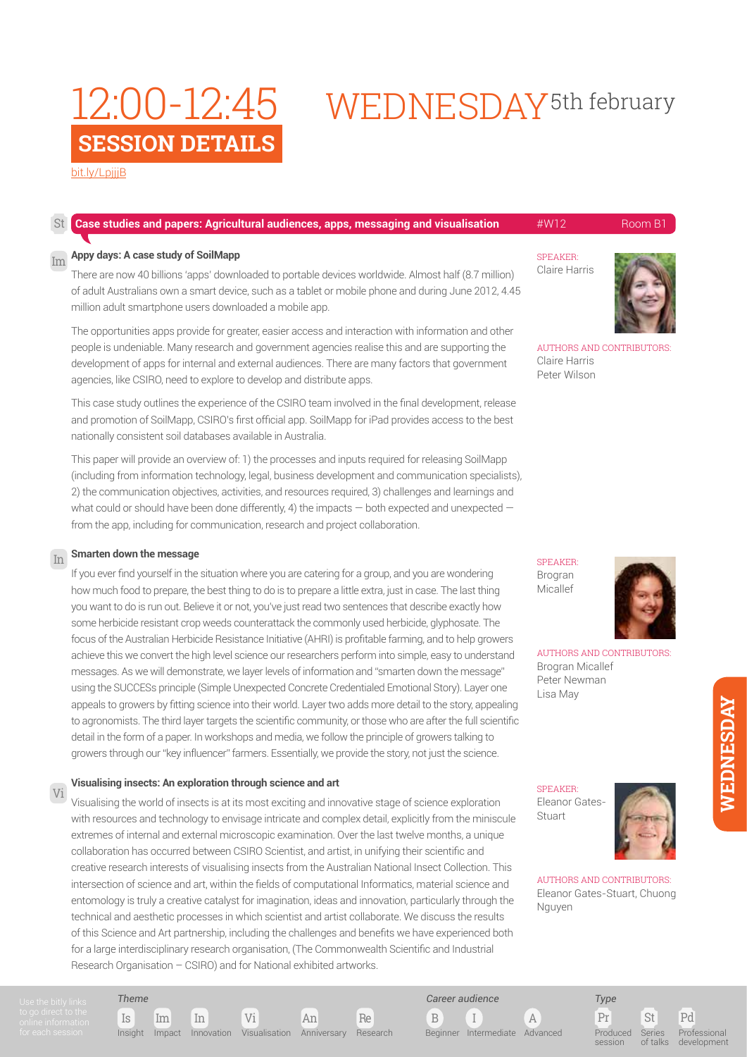# 12:00-12:45 WEDNESDAY 5th february

## SESSION DETAILS

bit.ly/LpjjjB

St **Case studies and papers: Agricultural audiences, apps, messaging and visualisation** #W12 Room B1

### Im Appy days: A case study of SoilMapp

SPEAKER: Claire Harris

AUTHORS AND CONTRIBUTORS: Claire Harris, Peter Wilson

There are now 40 billions 'apps' downloaded to portable devices worldwide. Almost half (8.7 million) of adult Australians own a smart device, such as a tablet or mobile phone and during June 2012, 4.45 million adult smartphone users downloaded a mobile app.

The opportunities apps provide for greater, easier access and interaction with information and other people is undeniable. Many research and government agencies realise this and are supporting the development of apps for internal and external audiences. There are many factors that government agencies, like CSIRO, need to explore to develop and distribute apps.

This case study outlines the experience of the CSIRO team involved in the final development, release and promotion of SoilMapp, CSIRO's first official app. SoilMapp for iPad provides access to the best nationally consistent soil databases available in Australia.

This paper will provide an overview of: 1) the processes and inputs required for releasing SoilMapp (including from information technology, legal, business development and communication specialists), 2) the communication objectives, activities, and resources required, 3) challenges and learnings and what could or should have been done differently, 4) the impacts — both expected and unexpected — from the app, including for communication, research and project collaboration.

### In Smarten down the message

SPEAKER: Brogran Micallef

AUTHORS AND CONTRIBUTORS: Brogran Micallef, Peter Newman, Lisa May

If you ever find yourself in the situation where you are catering for a group, and you are wondering how much food to prepare, the best thing to do is to prepare a little extra, just in case. The last thing you want to do is run out. Believe it or not, you've just read two sentences that describe exactly how some herbicide resistant crop weeds counterattack the commonly used herbicide, glyphosate. The focus of the Australian Herbicide Resistance Initiative (AHRI) is profitable farming, and to help growers achieve this we convert the high level science our researchers perform into simple, easy to understand messages. As we will demonstrate, we layer levels of information and "smarten down the message" using the SUCCESs principle (Simple Unexpected Concrete Credentialed Emotional Story). Layer one appeals to growers by fitting science into their world. Layer two adds more detail to the story, appealing to agronomists. The third layer targets the scientific community, or those who are after the full scientific detail in the form of a paper. In workshops and media, we follow the principle of growers talking to growers through our "key influencer" farmers. Essentially, we provide the story, not just the science.

### Vi Visualising insects: An exploration through science and art

SPEAKER: Eleanor Gates-Stuart

AUTHORS AND CONTRIBUTORS: Eleanor Gates-Stuart, Chuong Nguyen

Visualising the world of insects is at its most exciting and innovative stage of science exploration with resources and technology to envisage intricate and complex detail, explicitly from the miniscule extremes of internal and external microscopic examination. Over the last twelve months, a unique collaboration has occurred between CSIRO Scientist, and artist, in unifying their scientific and creative research interests of visualising insects from the Australian National Insect Collection. This intersection of science and art, within the fields of computational Informatics, material science and entomology is truly a creative catalyst for imagination, ideas and innovation, particularly through the technical and aesthetic processes in which scientist and artist collaborate. We discuss the results of this Science and Art partnership, including the challenges and benefits we have experienced both for a large interdisciplinary research organisation, (The Commonwealth Scientific and Industrial Research Organisation – CSIRO) and for National exhibited artworks.

Use the bitly links to go direct to the online information for each session

*Theme*: Is Insight, Im Impact, In Innovation, Vi Visualisation, An Anniversary, Re Research

*Career audience*: B Beginner, I Intermediate, A Advanced

*Type*: Pr Produced session, St Series of talks, Pd Professional development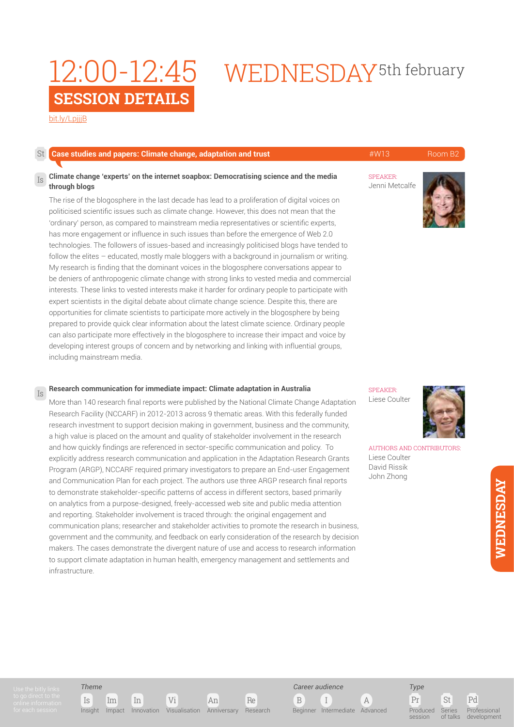# 12:00-12:45 WEDNESDAY 5th february

## SESSION DETAILS

bit.ly/LpjjjB

St **Case studies and papers: Climate change, adaptation and trust** #W13 Room B2

### Is Climate change 'experts' on the internet soapbox: Democratising science and the media through blogs

SPEAKER:
Jenni Metcalfe

The rise of the blogosphere in the last decade has lead to a proliferation of digital voices on politicised scientific issues such as climate change. However, this does not mean that the 'ordinary' person, as compared to mainstream media representatives or scientific experts, has more engagement or influence in such issues than before the emergence of Web 2.0 technologies. The followers of issues-based and increasingly politicised blogs have tended to follow the elites – educated, mostly male bloggers with a background in journalism or writing. My research is finding that the dominant voices in the blogosphere conversations appear to be deniers of anthropogenic climate change with strong links to vested media and commercial interests. These links to vested interests make it harder for ordinary people to participate with expert scientists in the digital debate about climate change science. Despite this, there are opportunities for climate scientists to participate more actively in the blogosphere by being prepared to provide quick clear information about the latest climate science. Ordinary people can also participate more effectively in the blogosphere to increase their impact and voice by developing interest groups of concern and by networking and linking with influential groups, including mainstream media.

### Is Research communication for immediate impact: Climate adaptation in Australia

SPEAKER:
Liese Coulter

AUTHORS AND CONTRIBUTORS:
Liese Coulter
David Rissik
John Zhong

More than 140 research final reports were published by the National Climate Change Adaptation Research Facility (NCCARF) in 2012-2013 across 9 thematic areas. With this federally funded research investment to support decision making in government, business and the community, a high value is placed on the amount and quality of stakeholder involvement in the research and how quickly findings are referenced in sector-specific communication and policy. To explicitly address research communication and application in the Adaptation Research Grants Program (ARGP), NCCARF required primary investigators to prepare an End-user Engagement and Communication Plan for each project. The authors use three ARGP research final reports to demonstrate stakeholder-specific patterns of access in different sectors, based primarily on analytics from a purpose-designed, freely-accessed web site and public media attention and reporting. Stakeholder involvement is traced through: the original engagement and communication plans; researcher and stakeholder activities to promote the research in business, government and the community, and feedback on early consideration of the research by decision makers. The cases demonstrate the divergent nature of use and access to research information to support climate adaptation in human health, emergency management and settlements and infrastructure.

Use the bitly links to go direct to the online information for each session

*Theme*: Is Insight, Im Impact, In Innovation, Vi Visualisation, An Anniversary, Re Research

*Career audience*: B Beginner, I Intermediate, A Advanced

*Type*: Pr Produced session, St Series of talks, Pd Professional development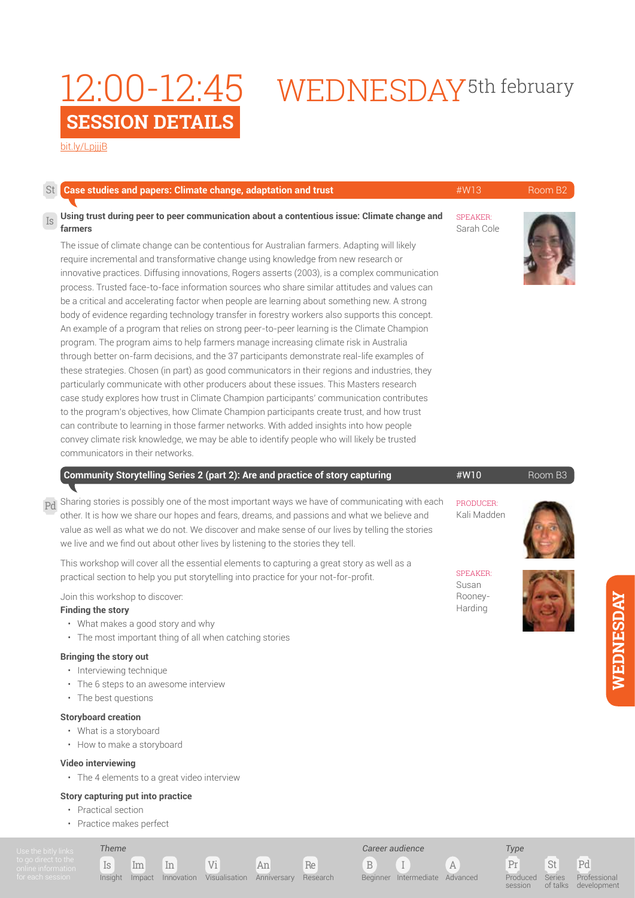# 12:00-12:45 WEDNESDAY 5th february

## SESSION DETAILS

bit.ly/LpjjjB

## St Case studies and papers: Climate change, adaptation and trust

#W13 | Room B2

### Is Using trust during peer to peer communication about a contentious issue: Climate change and farmers

SPEAKER:
Sarah Cole

The issue of climate change can be contentious for Australian farmers. Adapting will likely require incremental and transformative change using knowledge from new research or innovative practices. Diffusing innovations, Rogers asserts (2003), is a complex communication process. Trusted face-to-face information sources who share similar attitudes and values can be a critical and accelerating factor when people are learning about something new. A strong body of evidence regarding technology transfer in forestry workers also supports this concept. An example of a program that relies on strong peer-to-peer learning is the Climate Champion program. The program aims to help farmers manage increasing climate risk in Australia through better on-farm decisions, and the 37 participants demonstrate real-life examples of these strategies. Chosen (in part) as good communicators in their regions and industries, they particularly communicate with other producers about these issues. This Masters research case study explores how trust in Climate Champion participants' communication contributes to the program's objectives, how Climate Champion participants create trust, and how trust can contribute to learning in those farmer networks. With added insights into how people convey climate risk knowledge, we may be able to identify people who will likely be trusted communicators in their networks.

## Community Storytelling Series 2 (part 2): Are and practice of story capturing

#W10 | Room B3

PRODUCER:
Kali Madden

SPEAKER:
Susan Rooney-Harding

Pd

Sharing stories is possibly one of the most important ways we have of communicating with each other. It is how we share our hopes and fears, dreams, and passions and what we believe and value as well as what we do not. We discover and make sense of our lives by telling the stories we live and we find out about other lives by listening to the stories they tell.

This workshop will cover all the essential elements to capturing a great story as well as a practical section to help you put storytelling into practice for your not-for-profit.

Join this workshop to discover:

**Finding the story**

- What makes a good story and why
- The most important thing of all when catching stories

**Bringing the story out**

- Interviewing technique
- The 6 steps to an awesome interview
- The best questions

**Storyboard creation**

- What is a storyboard
- How to make a storyboard

**Video interviewing**

- The 4 elements to a great video interview

**Story capturing put into practice**

- Practical section
- Practice makes perfect

Use the bitly links to go direct to the online information for each session

*Theme*: Is Insight, Im Impact, In Innovation, Vi Visualisation, An Anniversary, Re Research

*Career audience*: B Beginner, I Intermediate, A Advanced

*Type*: Pr Produced session, St Series of talks, Pd Professional development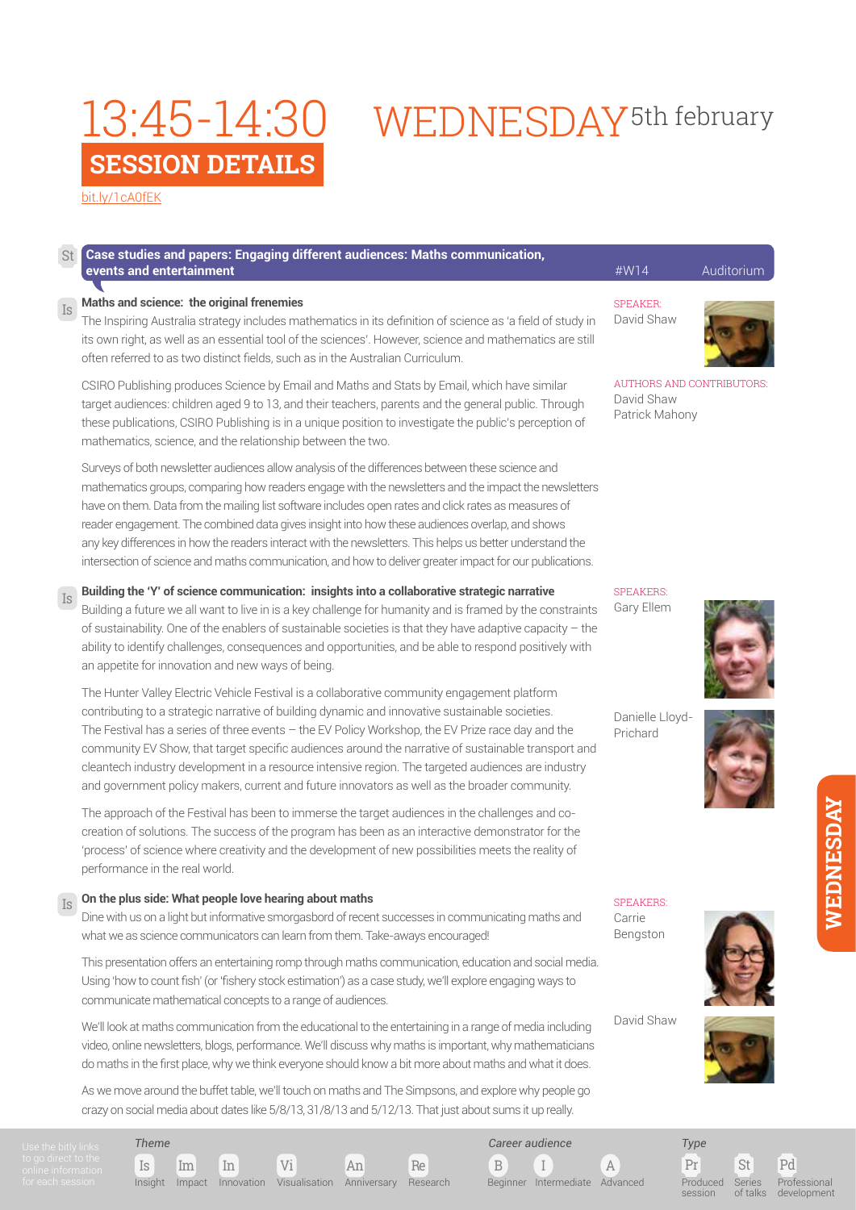# 13:45-14:30 WEDNESDAY 5th february

## SESSION DETAILS

bit.ly/1cA0fEK

### St Case studies and papers: Engaging different audiences: Maths communication, events and entertainment

#W14 Auditorium

**Is Maths and science: the original frenemies**

SPEAKER: David Shaw

AUTHORS AND CONTRIBUTORS: David Shaw, Patrick Mahony

The Inspiring Australia strategy includes mathematics in its definition of science as 'a field of study in its own right, as well as an essential tool of the sciences'. However, science and mathematics are still often referred to as two distinct fields, such as in the Australian Curriculum.

CSIRO Publishing produces Science by Email and Maths and Stats by Email, which have similar target audiences: children aged 9 to 13, and their teachers, parents and the general public. Through these publications, CSIRO Publishing is in a unique position to investigate the public's perception of mathematics, science, and the relationship between the two.

Surveys of both newsletter audiences allow analysis of the differences between these science and mathematics groups, comparing how readers engage with the newsletters and the impact the newsletters have on them. Data from the mailing list software includes open rates and click rates as measures of reader engagement. The combined data gives insight into how these audiences overlap, and shows any key differences in how the readers interact with the newsletters. This helps us better understand the intersection of science and maths communication, and how to deliver greater impact for our publications.

**Is Building the 'Y' of science communication: insights into a collaborative strategic narrative**

SPEAKERS: Gary Ellem, Danielle Lloyd-Prichard

Building a future we all want to live in is a key challenge for humanity and is framed by the constraints of sustainability. One of the enablers of sustainable societies is that they have adaptive capacity – the ability to identify challenges, consequences and opportunities, and be able to respond positively with an appetite for innovation and new ways of being.

The Hunter Valley Electric Vehicle Festival is a collaborative community engagement platform contributing to a strategic narrative of building dynamic and innovative sustainable societies. The Festival has a series of three events – the EV Policy Workshop, the EV Prize race day and the community EV Show, that target specific audiences around the narrative of sustainable transport and cleantech industry development in a resource intensive region. The targeted audiences are industry and government policy makers, current and future innovators as well as the broader community.

The approach of the Festival has been to immerse the target audiences in the challenges and co-creation of solutions. The success of the program has been as an interactive demonstrator for the 'process' of science where creativity and the development of new possibilities meets the reality of performance in the real world.

**Is On the plus side: What people love hearing about maths**

SPEAKERS: Carrie Bengston, David Shaw

Dine with us on a light but informative smorgasbord of recent successes in communicating maths and what we as science communicators can learn from them. Take-aways encouraged!

This presentation offers an entertaining romp through maths communication, education and social media. Using 'how to count fish' (or 'fishery stock estimation') as a case study, we'll explore engaging ways to communicate mathematical concepts to a range of audiences.

We'll look at maths communication from the educational to the entertaining in a range of media including video, online newsletters, blogs, performance. We'll discuss why maths is important, why mathematicians do maths in the first place, why we think everyone should know a bit more about maths and what it does.

As we move around the buffet table, we'll touch on maths and The Simpsons, and explore why people go crazy on social media about dates like 5/8/13, 31/8/13 and 5/12/13. That just about sums it up really.

WEDNESDAY

Use the bitly links to go direct to the online information for each session

*Theme*: Is Insight, Im Impact, In Innovation, Vi Visualisation, An Anniversary, Re Research

*Career audience*: B Beginner, I Intermediate, A Advanced

*Type*: Pr Produced session, St Series of talks, Pd Professional development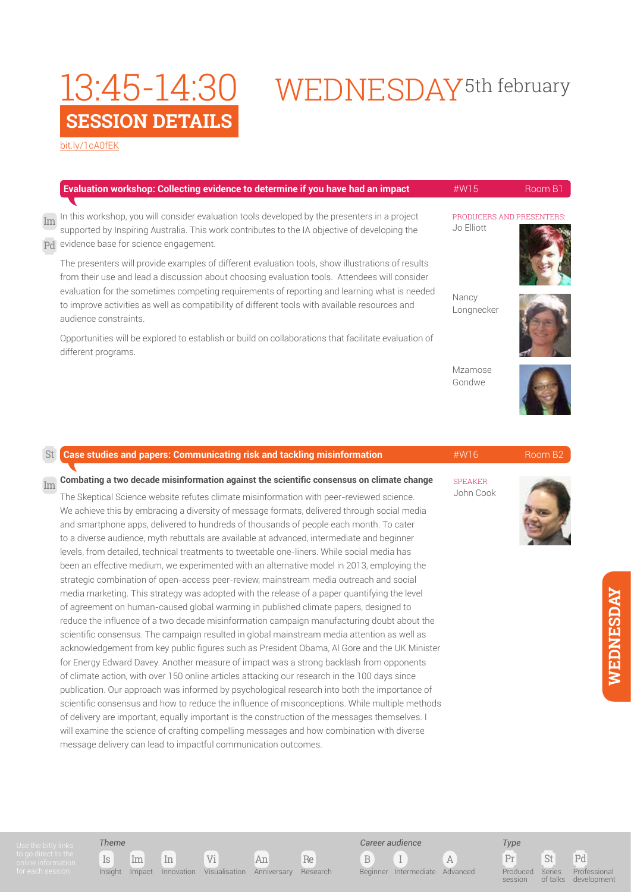# 13:45-14:30 WEDNESDAY 5th february

## SESSION DETAILS

bit.ly/1cA0fEK

### Evaluation workshop: Collecting evidence to determine if you have had an impact

#W15 | Room B1

Im Pd

In this workshop, you will consider evaluation tools developed by the presenters in a project supported by Inspiring Australia. This work contributes to the IA objective of developing the evidence base for science engagement.

The presenters will provide examples of different evaluation tools, show illustrations of results from their use and lead a discussion about choosing evaluation tools. Attendees will consider evaluation for the sometimes competing requirements of reporting and learning what is needed to improve activities as well as compatibility of different tools with available resources and audience constraints.

Opportunities will be explored to establish or build on collaborations that facilitate evaluation of different programs.

PRODUCERS AND PRESENTERS:

Jo Elliott

Nancy Longnecker

Mzamose Gondwe

### Case studies and papers: Communicating risk and tackling misinformation

#W16 | Room B2

St Im

**Combating a two decade misinformation against the scientific consensus on climate change**

SPEAKER:

John Cook

The Skeptical Science website refutes climate misinformation with peer-reviewed science. We achieve this by embracing a diversity of message formats, delivered through social media and smartphone apps, delivered to hundreds of thousands of people each month. To cater to a diverse audience, myth rebuttals are available at advanced, intermediate and beginner levels, from detailed, technical treatments to tweetable one-liners. While social media has been an effective medium, we experimented with an alternative model in 2013, employing the strategic combination of open-access peer-review, mainstream media outreach and social media marketing. This strategy was adopted with the release of a paper quantifying the level of agreement on human-caused global warming in published climate papers, designed to reduce the influence of a two decade misinformation campaign manufacturing doubt about the scientific consensus. The campaign resulted in global mainstream media attention as well as acknowledgement from key public figures such as President Obama, Al Gore and the UK Minister for Energy Edward Davey. Another measure of impact was a strong backlash from opponents of climate action, with over 150 online articles attacking our research in the 100 days since publication. Our approach was informed by psychological research into both the importance of scientific consensus and how to reduce the influence of misconceptions. While multiple methods of delivery are important, equally important is the construction of the messages themselves. I will examine the science of crafting compelling messages and how combination with diverse message delivery can lead to impactful communication outcomes.

Use the bitly links to go direct to the online information for each session

*Theme*: Is Insight | Im Impact | In Innovation | Vi Visualisation | An Anniversary | Re Research

*Career audience*: B Beginner | I Intermediate | A Advanced

*Type*: Pr Produced session | St Series of talks | Pd Professional development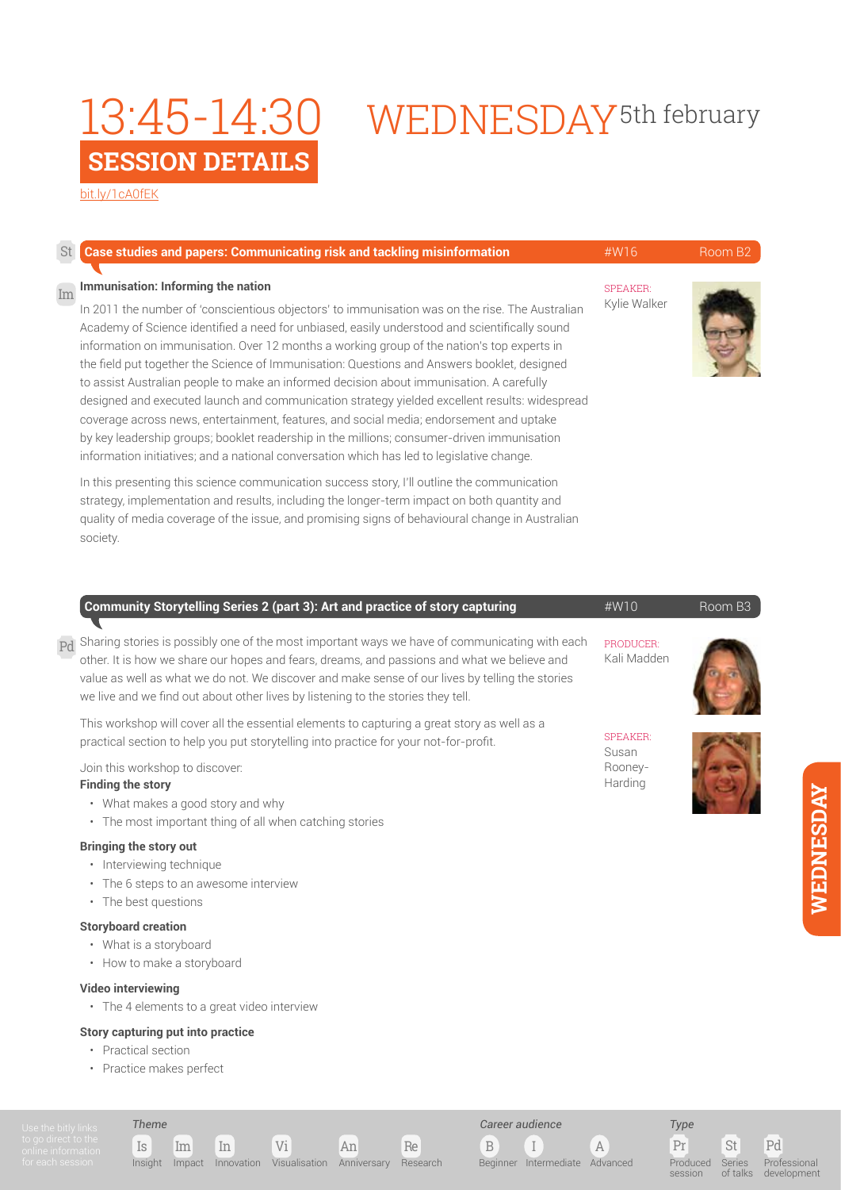# 13:45-14:30 WEDNESDAY 5th february

## SESSION DETAILS

bit.ly/1cA0fEK

### St Case studies and papers: Communicating risk and tackling misinformation

#W16 Room B2

**Im Immunisation: Informing the nation**

SPEAKER: Kylie Walker

In 2011 the number of 'conscientious objectors' to immunisation was on the rise. The Australian Academy of Science identified a need for unbiased, easily understood and scientifically sound information on immunisation. Over 12 months a working group of the nation's top experts in the field put together the Science of Immunisation: Questions and Answers booklet, designed to assist Australian people to make an informed decision about immunisation. A carefully designed and executed launch and communication strategy yielded excellent results: widespread coverage across news, entertainment, features, and social media; endorsement and uptake by key leadership groups; booklet readership in the millions; consumer-driven immunisation information initiatives; and a national conversation which has led to legislative change.

In this presenting this science communication success story, I'll outline the communication strategy, implementation and results, including the longer-term impact on both quantity and quality of media coverage of the issue, and promising signs of behavioural change in Australian society.

### Community Storytelling Series 2 (part 3): Art and practice of story capturing

#W10 Room B3

PRODUCER: Kali Madden

SPEAKER: Susan Rooney-Harding

Pd Sharing stories is possibly one of the most important ways we have of communicating with each other. It is how we share our hopes and fears, dreams, and passions and what we believe and value as well as what we do not. We discover and make sense of our lives by telling the stories we live and we find out about other lives by listening to the stories they tell.

This workshop will cover all the essential elements to capturing a great story as well as a practical section to help you put storytelling into practice for your not-for-profit.

Join this workshop to discover:

**Finding the story**

- What makes a good story and why
- The most important thing of all when catching stories

**Bringing the story out**

- Interviewing technique
- The 6 steps to an awesome interview
- The best questions

**Storyboard creation**

- What is a storyboard
- How to make a storyboard

**Video interviewing**

- The 4 elements to a great video interview

**Story capturing put into practice**

- Practical section
- Practice makes perfect

Use the bitly links to go direct to the online information for each session

*Theme*: Is Insight, Im Impact, In Innovation, Vi Visualisation, An Anniversary, Re Research

*Career audience*: B Beginner, I Intermediate, A Advanced

*Type*: Pr Produced session, St Series of talks, Pd Professional development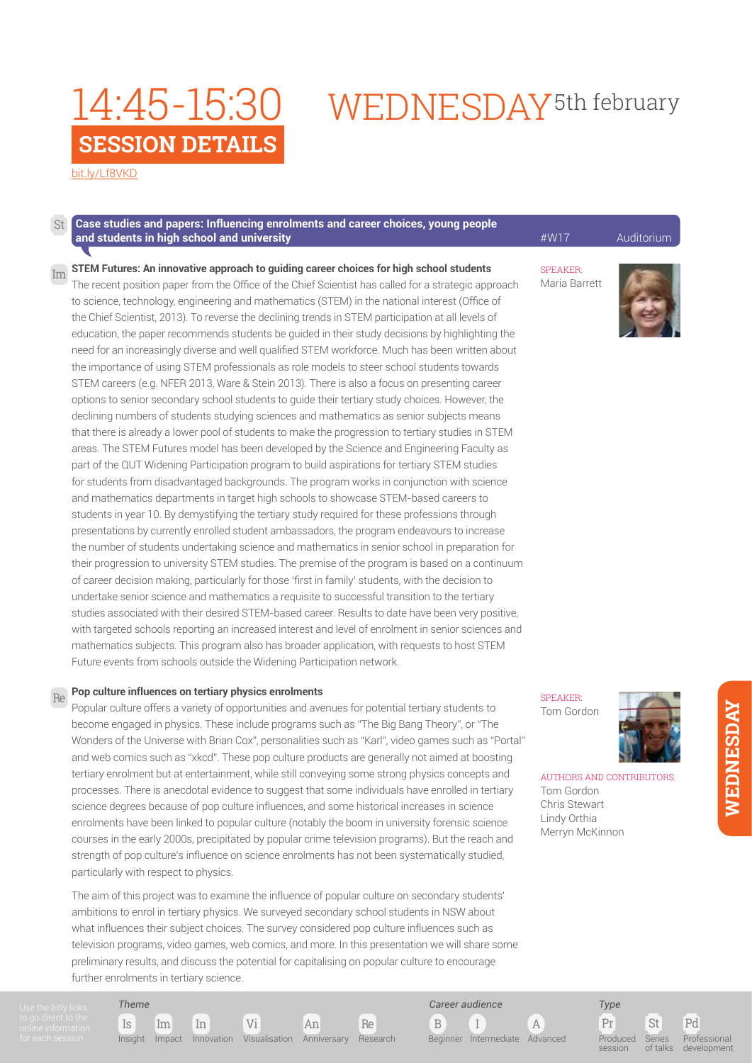# 14:45-15:30 WEDNESDAY 5th february

## SESSION DETAILS

bit.ly/Lf8VKD

St **Case studies and papers: Influencing enrolments and career choices, young people and students in high school and university** #W17 Auditorium

Im **STEM Futures: An innovative approach to guiding career choices for high school students**

SPEAKER:
Maria Barrett

The recent position paper from the Office of the Chief Scientist has called for a strategic approach to science, technology, engineering and mathematics (STEM) in the national interest (Office of the Chief Scientist, 2013). To reverse the declining trends in STEM participation at all levels of education, the paper recommends students be guided in their study decisions by highlighting the need for an increasingly diverse and well qualified STEM workforce. Much has been written about the importance of using STEM professionals as role models to steer school students towards STEM careers (e.g. NFER 2013, Ware & Stein 2013). There is also a focus on presenting career options to senior secondary school students to guide their tertiary study choices. However, the declining numbers of students studying sciences and mathematics as senior subjects means that there is already a lower pool of students to make the progression to tertiary studies in STEM areas. The STEM Futures model has been developed by the Science and Engineering Faculty as part of the QUT Widening Participation program to build aspirations for tertiary STEM studies for students from disadvantaged backgrounds. The program works in conjunction with science and mathematics departments in target high schools to showcase STEM-based careers to students in year 10. By demystifying the tertiary study required for these professions through presentations by currently enrolled student ambassadors, the program endeavours to increase the number of students undertaking science and mathematics in senior school in preparation for their progression to university STEM studies. The premise of the program is based on a continuum of career decision making, particularly for those 'first in family' students, with the decision to undertake senior science and mathematics a requisite to successful transition to the tertiary studies associated with their desired STEM-based career. Results to date have been very positive, with targeted schools reporting an increased interest and level of enrolment in senior sciences and mathematics subjects. This program also has broader application, with requests to host STEM Future events from schools outside the Widening Participation network.

Re **Pop culture influences on tertiary physics enrolments**

SPEAKER:
Tom Gordon

AUTHORS AND CONTRIBUTORS:
Tom Gordon
Chris Stewart
Lindy Orthia
Merryn McKinnon

Popular culture offers a variety of opportunities and avenues for potential tertiary students to become engaged in physics. These include programs such as "The Big Bang Theory", or "The Wonders of the Universe with Brian Cox", personalities such as "Karl", video games such as "Portal" and web comics such as "xkcd". These pop culture products are generally not aimed at boosting tertiary enrolment but at entertainment, while still conveying some strong physics concepts and processes. There is anecdotal evidence to suggest that some individuals have enrolled in tertiary science degrees because of pop culture influences, and some historical increases in science enrolments have been linked to popular culture (notably the boom in university forensic science courses in the early 2000s, precipitated by popular crime television programs). But the reach and strength of pop culture's influence on science enrolments has not been systematically studied, particularly with respect to physics.

The aim of this project was to examine the influence of popular culture on secondary students' ambitions to enrol in tertiary physics. We surveyed secondary school students in NSW about what influences their subject choices. The survey considered pop culture influences such as television programs, video games, web comics, and more. In this presentation we will share some preliminary results, and discuss the potential for capitalising on popular culture to encourage further enrolments in tertiary science.

Use the bitly links to go direct to the online information for each session

*Theme*: Is Insight, Im Impact, In Innovation, Vi Visualisation, An Anniversary, Re Research

*Career audience*: B Beginner, I Intermediate, A Advanced

*Type*: Pr Produced session, St Series of talks, Pd Professional development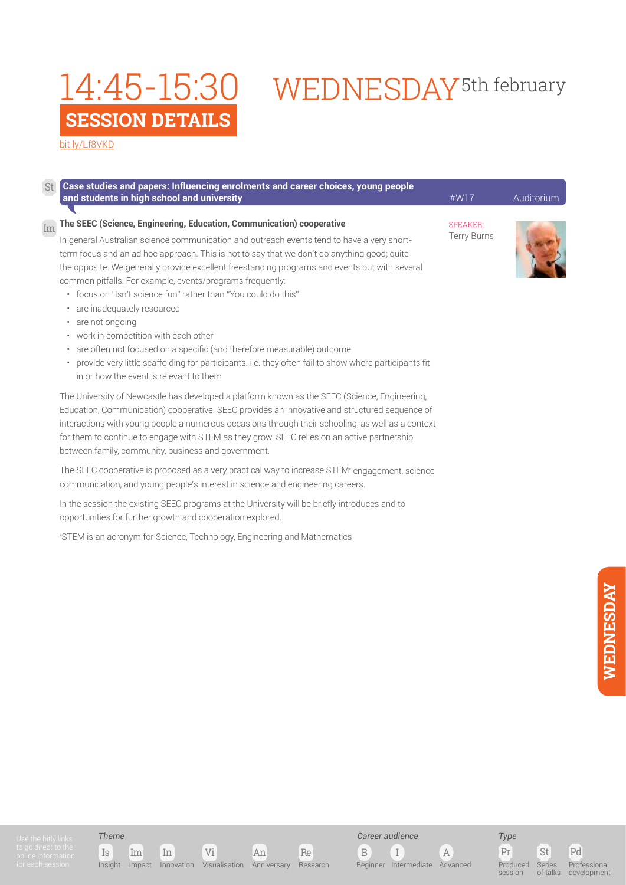# 14:45-15:30 WEDNESDAY 5th february

## SESSION DETAILS

bit.ly/Lf8VKD

St **Case studies and papers: Influencing enrolments and career choices, young people and students in high school and university** #W17 Auditorium

Im **The SEEC (Science, Engineering, Education, Communication) cooperative**

SPEAKER:
Terry Burns

In general Australian science communication and outreach events tend to have a very short-term focus and an ad hoc approach. This is not to say that we don't do anything good; quite the opposite. We generally provide excellent freestanding programs and events but with several common pitfalls. For example, events/programs frequently:

- focus on "Isn't science fun" rather than "You could do this"
- are inadequately resourced
- are not ongoing
- work in competition with each other
- are often not focused on a specific (and therefore measurable) outcome
- provide very little scaffolding for participants. i.e. they often fail to show where participants fit in or how the event is relevant to them

The University of Newcastle has developed a platform known as the SEEC (Science, Engineering, Education, Communication) cooperative. SEEC provides an innovative and structured sequence of interactions with young people a numerous occasions through their schooling, as well as a context for them to continue to engage with STEM as they grow. SEEC relies on an active partnership between family, community, business and government.

The SEEC cooperative is proposed as a very practical way to increase STEM* engagement, science communication, and young people's interest in science and engineering careers.

In the session the existing SEEC programs at the University will be briefly introduces and to opportunities for further growth and cooperation explored.

*STEM is an acronym for Science, Technology, Engineering and Mathematics

Use the bitly links to go direct to the online information for each session

*Theme*: Is Insight, Im Impact, In Innovation, Vi Visualisation, An Anniversary, Re Research

*Career audience*: B Beginner, I Intermediate, A Advanced

*Type*: Pr Produced session, St Series of talks, Pd Professional development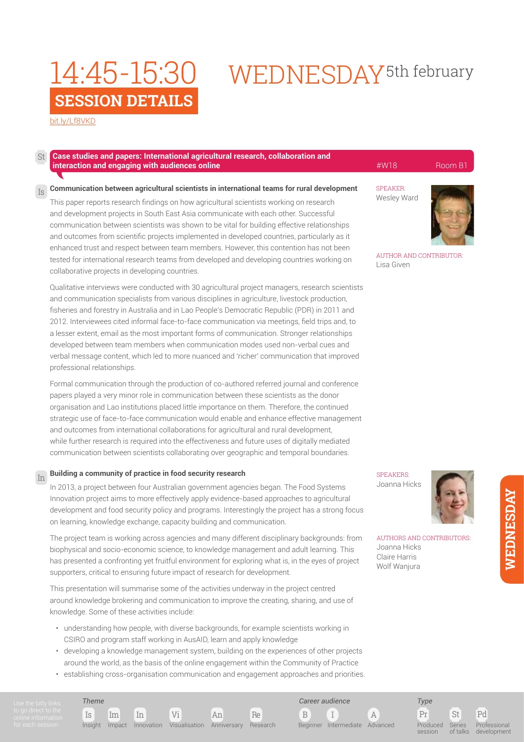# 14:45-15:30 WEDNESDAY 5th february

## SESSION DETAILS

bit.ly/Lf8VKD

St **Case studies and papers: International agricultural research, collaboration and interaction and engaging with audiences online** #W18 Room B1

### Is **Communication between agricultural scientists in international teams for rural development**

SPEAKER:
Wesley Ward

AUTHOR AND CONTRIBUTOR:
Lisa Given

This paper reports research findings on how agricultural scientists working on research and development projects in South East Asia communicate with each other. Successful communication between scientists was shown to be vital for building effective relationships and outcomes from scientific projects implemented in developed countries, particularly as it enhanced trust and respect between team members. However, this contention has not been tested for international research teams from developed and developing countries working on collaborative projects in developing countries.

Qualitative interviews were conducted with 30 agricultural project managers, research scientists and communication specialists from various disciplines in agriculture, livestock production, fisheries and forestry in Australia and in Lao People's Democratic Republic (PDR) in 2011 and 2012. Interviewees cited informal face-to-face communication via meetings, field trips and, to a lesser extent, email as the most important forms of communication. Stronger relationships developed between team members when communication modes used non-verbal cues and verbal message content, which led to more nuanced and 'richer' communication that improved professional relationships.

Formal communication through the production of co-authored referred journal and conference papers played a very minor role in communication between these scientists as the donor organisation and Lao institutions placed little importance on them. Therefore, the continued strategic use of face-to-face communication would enable and enhance effective management and outcomes from international collaborations for agricultural and rural development, while further research is required into the effectiveness and future uses of digitally mediated communication between scientists collaborating over geographic and temporal boundaries.

### In **Building a community of practice in food security research**

SPEAKERS:
Joanna Hicks

AUTHORS AND CONTRIBUTORS:
Joanna Hicks
Claire Harris
Wolf Wanjura

In 2013, a project between four Australian government agencies began. The Food Systems Innovation project aims to more effectively apply evidence-based approaches to agricultural development and food security policy and programs. Interestingly the project has a strong focus on learning, knowledge exchange, capacity building and communication.

The project team is working across agencies and many different disciplinary backgrounds: from biophysical and socio-economic science, to knowledge management and adult learning. This has presented a confronting yet fruitful environment for exploring what is, in the eyes of project supporters, critical to ensuring future impact of research for development.

This presentation will summarise some of the activities underway in the project centred around knowledge brokering and communication to improve the creating, sharing, and use of knowledge. Some of these activities include:

- understanding how people, with diverse backgrounds, for example scientists working in CSIRO and program staff working in AusAID, learn and apply knowledge
- developing a knowledge management system, building on the experiences of other projects around the world, as the basis of the online engagement within the Community of Practice
- establishing cross-organisation communication and engagement approaches and priorities.

Use the bitly links to go direct to the online information for each session

*Theme*: Is Insight, Im Impact, In Innovation, Vi Visualisation, An Anniversary, Re Research

*Career audience*: B Beginner, I Intermediate, A Advanced

*Type*: Pr Produced session, St Series of talks, Pd Professional development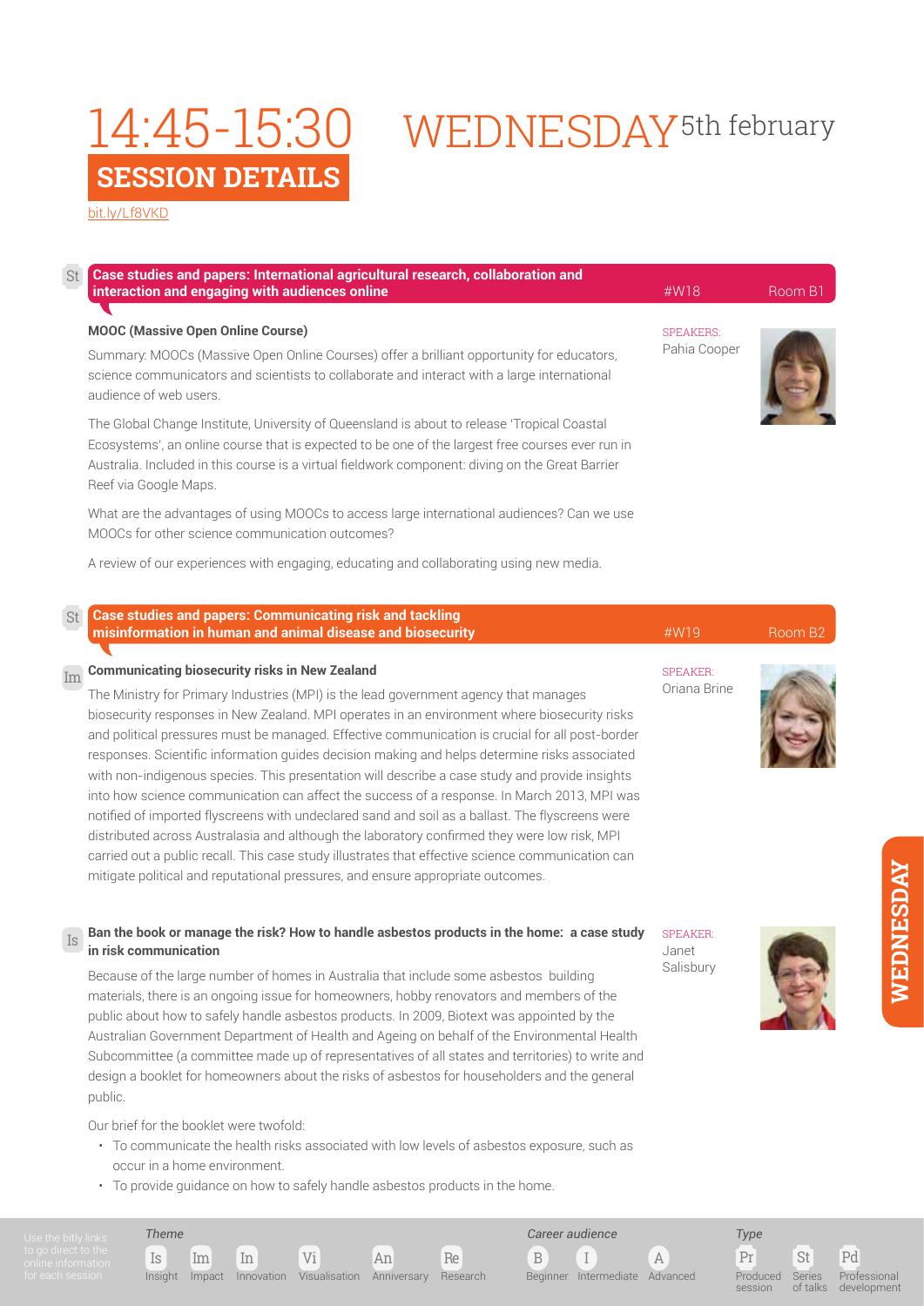# 14:45-15:30 WEDNESDAY 5th february

## SESSION DETAILS

bit.ly/Lf8VKD

### St — Case studies and papers: International agricultural research, collaboration and interaction and engaging with audiences online

#W18 — Room B1

**MOOC (Massive Open Online Course)**

SPEAKERS: Pahia Cooper

Summary: MOOCs (Massive Open Online Courses) offer a brilliant opportunity for educators, science communicators and scientists to collaborate and interact with a large international audience of web users.

The Global Change Institute, University of Queensland is about to release 'Tropical Coastal Ecosystems', an online course that is expected to be one of the largest free courses ever run in Australia. Included in this course is a virtual fieldwork component: diving on the Great Barrier Reef via Google Maps.

What are the advantages of using MOOCs to access large international audiences? Can we use MOOCs for other science communication outcomes?

A review of our experiences with engaging, educating and collaborating using new media.

### St — Case studies and papers: Communicating risk and tackling misinformation in human and animal disease and biosecurity

#W19 — Room B2

**Im — Communicating biosecurity risks in New Zealand**

SPEAKER: Oriana Brine

The Ministry for Primary Industries (MPI) is the lead government agency that manages biosecurity responses in New Zealand. MPI operates in an environment where biosecurity risks and political pressures must be managed. Effective communication is crucial for all post-border responses. Scientific information guides decision making and helps determine risks associated with non-indigenous species. This presentation will describe a case study and provide insights into how science communication can affect the success of a response. In March 2013, MPI was notified of imported flyscreens with undeclared sand and soil as a ballast. The flyscreens were distributed across Australasia and although the laboratory confirmed they were low risk, MPI carried out a public recall. This case study illustrates that effective science communication can mitigate political and reputational pressures, and ensure appropriate outcomes.

**Is — Ban the book or manage the risk? How to handle asbestos products in the home: a case study in risk communication**

SPEAKER: Janet Salisbury

Because of the large number of homes in Australia that include some asbestos building materials, there is an ongoing issue for homeowners, hobby renovators and members of the public about how to safely handle asbestos products. In 2009, Biotext was appointed by the Australian Government Department of Health and Ageing on behalf of the Environmental Health Subcommittee (a committee made up of representatives of all states and territories) to write and design a booklet for homeowners about the risks of asbestos for householders and the general public.

Our brief for the booklet were twofold:

- To communicate the health risks associated with low levels of asbestos exposure, such as occur in a home environment.
- To provide guidance on how to safely handle asbestos products in the home.

---

Use the bitly links to go direct to the online information for each session

*Theme*: Is Insight · Im Impact · In Innovation · Vi Visualisation · An Anniversary · Re Research

*Career audience*: B Beginner · I Intermediate · A Advanced

*Type*: Pr Produced session · St Series of talks · Pd Professional development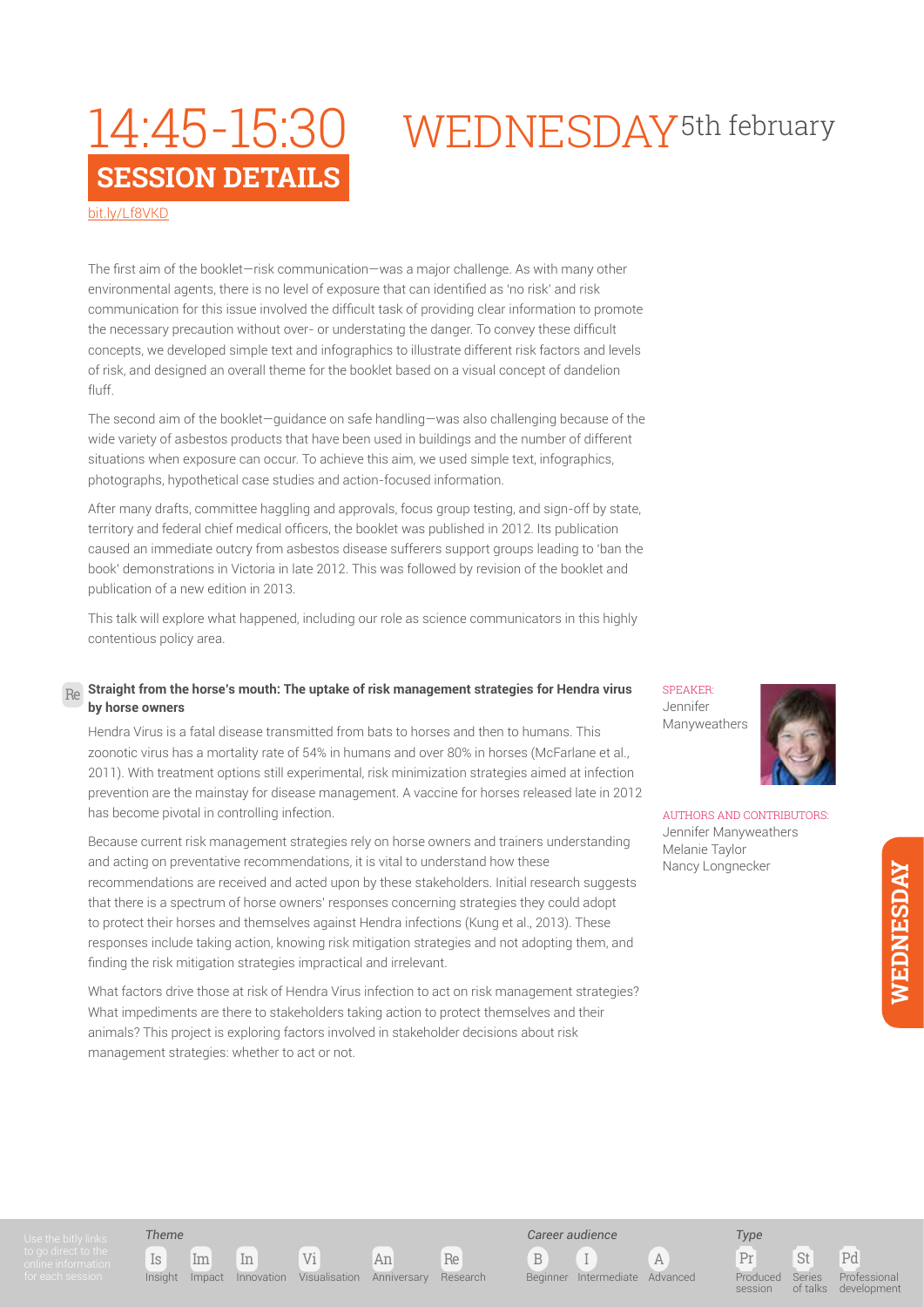# 14:45-15:30 WEDNESDAY 5th february

## SESSION DETAILS

bit.ly/Lf8VKD

The first aim of the booklet—risk communication—was a major challenge. As with many other environmental agents, there is no level of exposure that can identified as 'no risk' and risk communication for this issue involved the difficult task of providing clear information to promote the necessary precaution without over- or understating the danger. To convey these difficult concepts, we developed simple text and infographics to illustrate different risk factors and levels of risk, and designed an overall theme for the booklet based on a visual concept of dandelion fluff.

The second aim of the booklet—guidance on safe handling—was also challenging because of the wide variety of asbestos products that have been used in buildings and the number of different situations when exposure can occur. To achieve this aim, we used simple text, infographics, photographs, hypothetical case studies and action-focused information.

After many drafts, committee haggling and approvals, focus group testing, and sign-off by state, territory and federal chief medical officers, the booklet was published in 2012. Its publication caused an immediate outcry from asbestos disease sufferers support groups leading to 'ban the book' demonstrations in Victoria in late 2012. This was followed by revision of the booklet and publication of a new edition in 2013.

This talk will explore what happened, including our role as science communicators in this highly contentious policy area.

### Re **Straight from the horse's mouth: The uptake of risk management strategies for Hendra virus by horse owners**

SPEAKER:
Jennifer Manyweathers

AUTHORS AND CONTRIBUTORS:
Jennifer Manyweathers
Melanie Taylor
Nancy Longnecker

Hendra Virus is a fatal disease transmitted from bats to horses and then to humans. This zoonotic virus has a mortality rate of 54% in humans and over 80% in horses (McFarlane et al., 2011). With treatment options still experimental, risk minimization strategies aimed at infection prevention are the mainstay for disease management. A vaccine for horses released late in 2012 has become pivotal in controlling infection.

Because current risk management strategies rely on horse owners and trainers understanding and acting on preventative recommendations, it is vital to understand how these recommendations are received and acted upon by these stakeholders. Initial research suggests that there is a spectrum of horse owners' responses concerning strategies they could adopt to protect their horses and themselves against Hendra infections (Kung et al., 2013). These responses include taking action, knowing risk mitigation strategies and not adopting them, and finding the risk mitigation strategies impractical and irrelevant.

What factors drive those at risk of Hendra Virus infection to act on risk management strategies? What impediments are there to stakeholders taking action to protect themselves and their animals? This project is exploring factors involved in stakeholder decisions about risk management strategies: whether to act or not.

Use the bitly links to go direct to the online information for each session

*Theme*: Is Insight, Im Impact, In Innovation, Vi Visualisation, An Anniversary, Re Research

*Career audience*: B Beginner, I Intermediate, A Advanced

*Type*: Pr Produced session, St Series of talks, Pd Professional development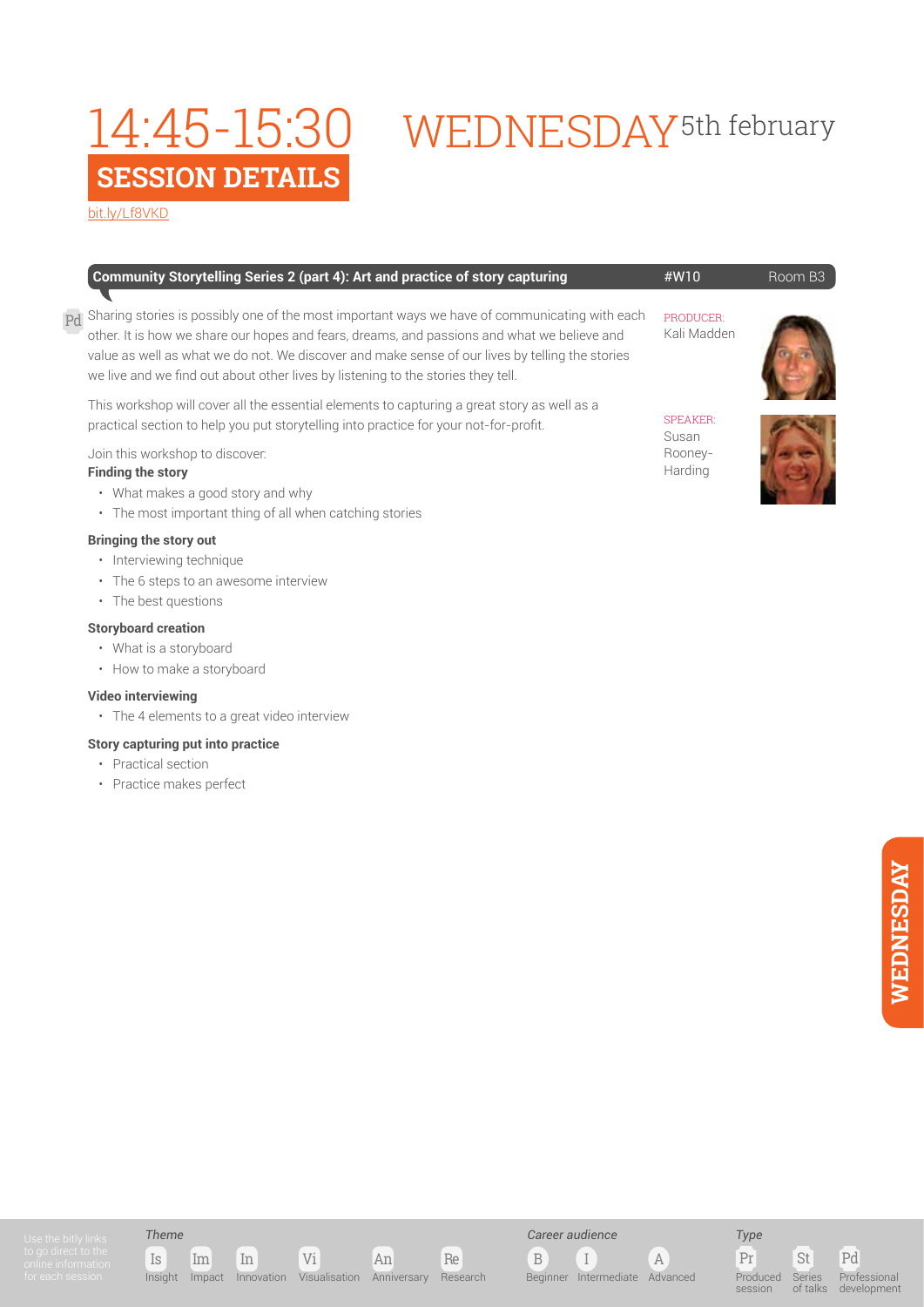# 14:45-15:30 WEDNESDAY 5th february

## SESSION DETAILS

bit.ly/Lf8VKD

**Community Storytelling Series 2 (part 4): Art and practice of story capturing** #W10 Room B3

Pd

Sharing stories is possibly one of the most important ways we have of communicating with each other. It is how we share our hopes and fears, dreams, and passions and what we believe and value as well as what we do not. We discover and make sense of our lives by telling the stories we live and we find out about other lives by listening to the stories they tell.

This workshop will cover all the essential elements to capturing a great story as well as a practical section to help you put storytelling into practice for your not-for-profit.

Join this workshop to discover:

**Finding the story**

- What makes a good story and why
- The most important thing of all when catching stories

**Bringing the story out**

- Interviewing technique
- The 6 steps to an awesome interview
- The best questions

**Storyboard creation**

- What is a storyboard
- How to make a storyboard

**Video interviewing**

- The 4 elements to a great video interview

**Story capturing put into practice**

- Practical section
- Practice makes perfect

PRODUCER:
Kali Madden

SPEAKER:
Susan Rooney-Harding

WEDNESDAY

Use the bitly links to go direct to the online information for each session

*Theme*: Is Insight, Im Impact, In Innovation, Vi Visualisation, An Anniversary, Re Research

*Career audience*: B Beginner, I Intermediate, A Advanced

*Type*: Pr Produced session, St Series of talks, Pd Professional development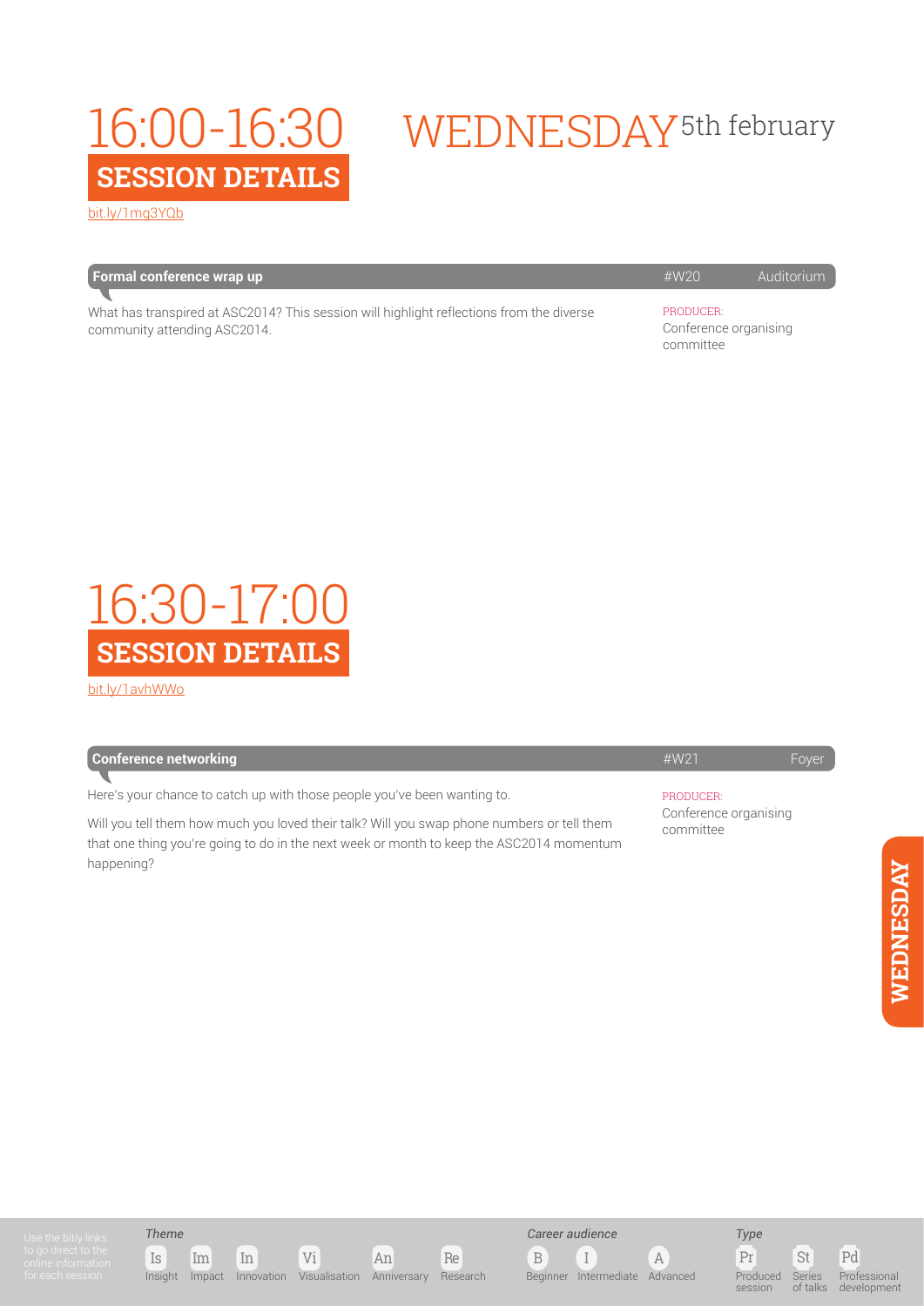# 16:00-16:30 WEDNESDAY 5th february

## SESSION DETAILS

bit.ly/1mg3YQb

**Formal conference wrap up** #W20 Auditorium

What has transpired at ASC2014? This session will highlight reflections from the diverse community attending ASC2014.

PRODUCER:
Conference organising committee

# 16:30-17:00

## SESSION DETAILS

bit.ly/1avhWWo

**Conference networking** #W21 Foyer

Here's your chance to catch up with those people you've been wanting to.

Will you tell them how much you loved their talk? Will you swap phone numbers or tell them that one thing you're going to do in the next week or month to keep the ASC2014 momentum happening?

PRODUCER:
Conference organising committee

WEDNESDAY

Use the bitly links to go direct to the online information for each session

*Theme*: Is Insight, Im Impact, In Innovation, Vi Visualisation, An Anniversary, Re Research

*Career audience*: B Beginner, I Intermediate, A Advanced

*Type*: Pr Produced session, St Series of talks, Pd Professional development